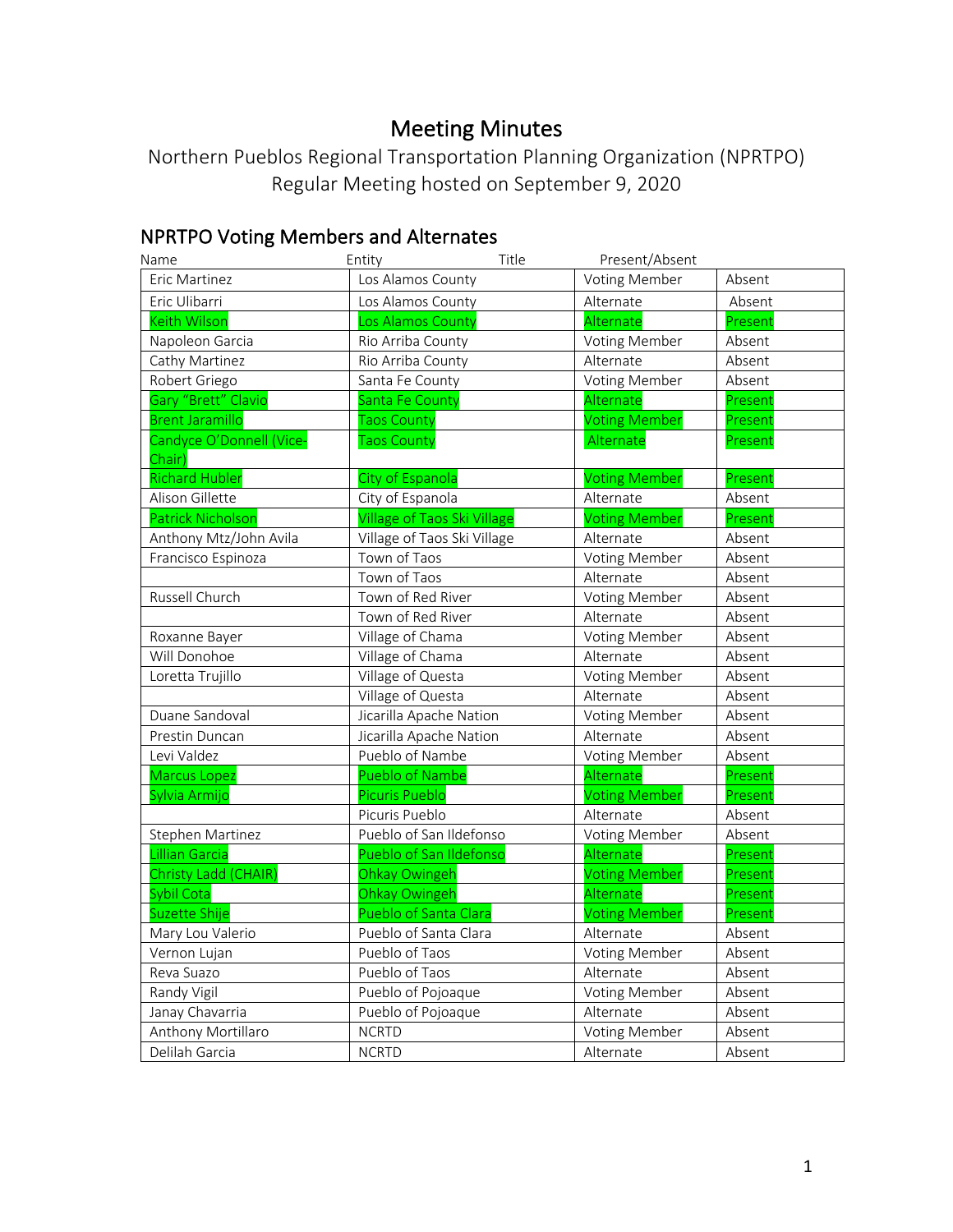# Meeting Minutes

Northern Pueblos Regional Transportation Planning Organization (NPRTPO)
Regular Meeting hosted on September 9, 2020

## NPRTPO Voting Members and Alternates

| Name | Entity | Title | Present/Absent |
|---|---|---|---|
| Eric Martinez | Los Alamos County | Voting Member | Absent |
| Eric Ulibarri | Los Alamos County | Alternate | Absent |
| Keith Wilson | Los Alamos County | Alternate | Present |
| Napoleon Garcia | Rio Arriba County | Voting Member | Absent |
| Cathy Martinez | Rio Arriba County | Alternate | Absent |
| Robert Griego | Santa Fe County | Voting Member | Absent |
| Gary "Brett" Clavio | Santa Fe County | Alternate | Present |
| Brent Jaramillo | Taos County | Voting Member | Present |
| Candyce O'Donnell (Vice-Chair) | Taos County | Alternate | Present |
| Richard Hubler | City of Espanola | Voting Member | Present |
| Alison Gillette | City of Espanola | Alternate | Absent |
| Patrick Nicholson | Village of Taos Ski Village | Voting Member | Present |
| Anthony Mtz/John Avila | Village of Taos Ski Village | Alternate | Absent |
| Francisco Espinoza | Town of Taos | Voting Member | Absent |
| | Town of Taos | Alternate | Absent |
| Russell Church | Town of Red River | Voting Member | Absent |
| | Town of Red River | Alternate | Absent |
| Roxanne Bayer | Village of Chama | Voting Member | Absent |
| Will Donohoe | Village of Chama | Alternate | Absent |
| Loretta Trujillo | Village of Questa | Voting Member | Absent |
| | Village of Questa | Alternate | Absent |
| Duane Sandoval | Jicarilla Apache Nation | Voting Member | Absent |
| Prestin Duncan | Jicarilla Apache Nation | Alternate | Absent |
| Levi Valdez | Pueblo of Nambe | Voting Member | Absent |
| Marcus Lopez | Pueblo of Nambe | Alternate | Present |
| Sylvia Armijo | Picuris Pueblo | Voting Member | Present |
| | Picuris Pueblo | Alternate | Absent |
| Stephen Martinez | Pueblo of San Ildefonso | Voting Member | Absent |
| Lillian Garcia | Pueblo of San Ildefonso | Alternate | Present |
| Christy Ladd (CHAIR) | Ohkay Owingeh | Voting Member | Present |
| Sybil Cota | Ohkay Owingeh | Alternate | Present |
| Suzette Shije | Pueblo of Santa Clara | Voting Member | Present |
| Mary Lou Valerio | Pueblo of Santa Clara | Alternate | Absent |
| Vernon Lujan | Pueblo of Taos | Voting Member | Absent |
| Reva Suazo | Pueblo of Taos | Alternate | Absent |
| Randy Vigil | Pueblo of Pojoaque | Voting Member | Absent |
| Janay Chavarria | Pueblo of Pojoaque | Alternate | Absent |
| Anthony Mortillaro | NCRTD | Voting Member | Absent |
| Delilah Garcia | NCRTD | Alternate | Absent |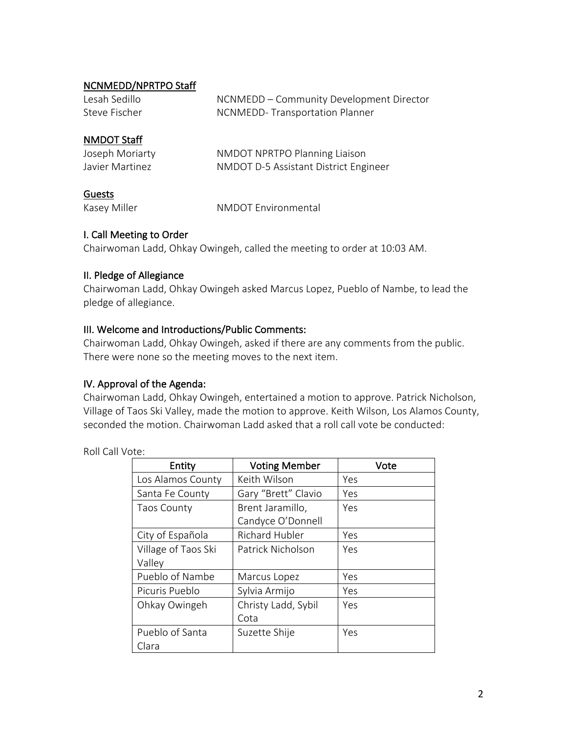## NCNMEDD/NPRTPO Staff

Lesah Sedillo NCNMEDD – Community Development Director
Steve Fischer NCNMEDD- Transportation Planner

## NMDOT Staff

Joseph Moriarty NMDOT NPRTPO Planning Liaison
Javier Martinez NMDOT D-5 Assistant District Engineer

## Guests

Kasey Miller NMDOT Environmental

## I. Call Meeting to Order

Chairwoman Ladd, Ohkay Owingeh, called the meeting to order at 10:03 AM.

## II. Pledge of Allegiance

Chairwoman Ladd, Ohkay Owingeh asked Marcus Lopez, Pueblo of Nambe, to lead the pledge of allegiance.

## III. Welcome and Introductions/Public Comments:

Chairwoman Ladd, Ohkay Owingeh, asked if there are any comments from the public. There were none so the meeting moves to the next item.

## IV. Approval of the Agenda:

Chairwoman Ladd, Ohkay Owingeh, entertained a motion to approve. Patrick Nicholson, Village of Taos Ski Valley, made the motion to approve. Keith Wilson, Los Alamos County, seconded the motion. Chairwoman Ladd asked that a roll call vote be conducted:

Roll Call Vote:

| Entity | Voting Member | Vote |
|---|---|---|
| Los Alamos County | Keith Wilson | Yes |
| Santa Fe County | Gary "Brett" Clavio | Yes |
| Taos County | Brent Jaramillo, Candyce O'Donnell | Yes |
| City of Española | Richard Hubler | Yes |
| Village of Taos Ski Valley | Patrick Nicholson | Yes |
| Pueblo of Nambe | Marcus Lopez | Yes |
| Picuris Pueblo | Sylvia Armijo | Yes |
| Ohkay Owingeh | Christy Ladd, Sybil Cota | Yes |
| Pueblo of Santa Clara | Suzette Shije | Yes |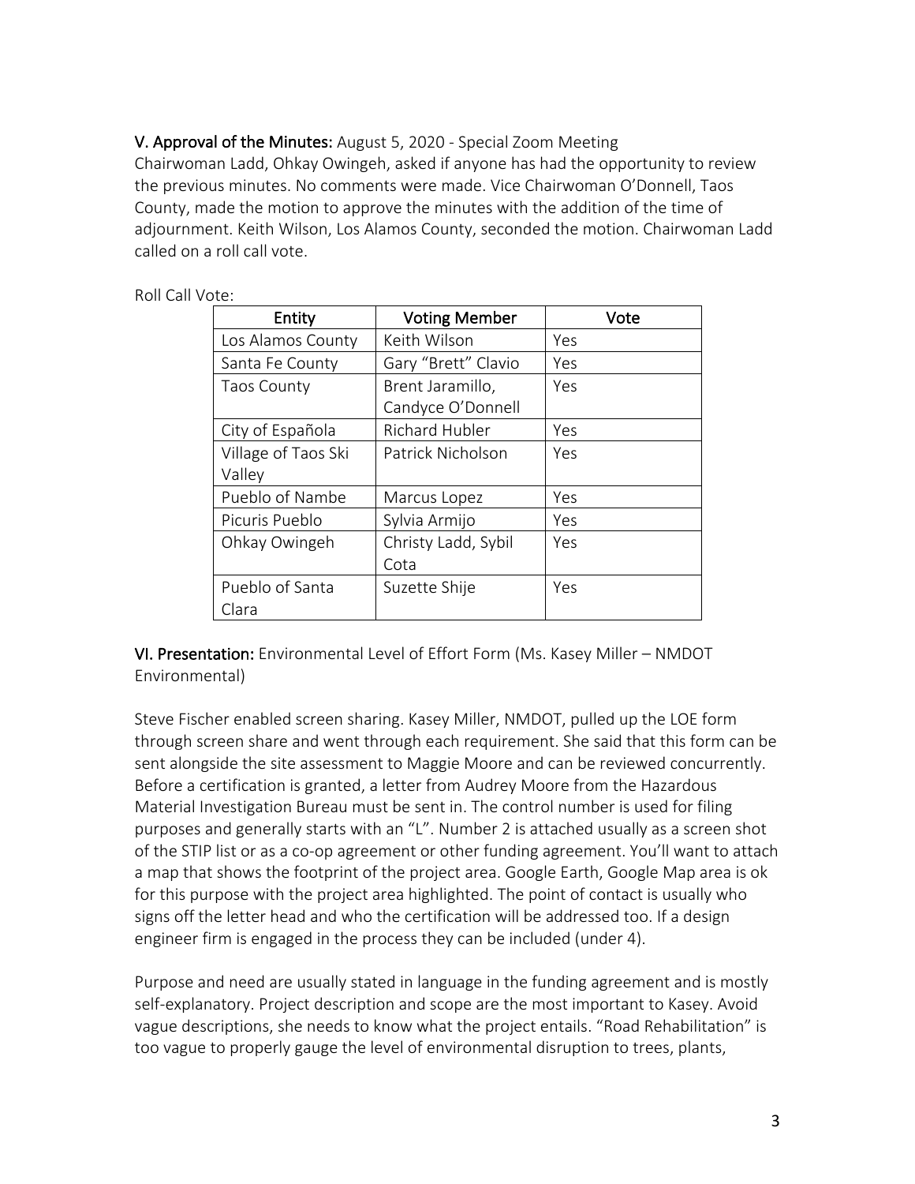**V. Approval of the Minutes:** August 5, 2020 - Special Zoom Meeting
Chairwoman Ladd, Ohkay Owingeh, asked if anyone has had the opportunity to review the previous minutes. No comments were made. Vice Chairwoman O'Donnell, Taos County, made the motion to approve the minutes with the addition of the time of adjournment. Keith Wilson, Los Alamos County, seconded the motion. Chairwoman Ladd called on a roll call vote.

Roll Call Vote:

| Entity | Voting Member | Vote |
|---|---|---|
| Los Alamos County | Keith Wilson | Yes |
| Santa Fe County | Gary "Brett" Clavio | Yes |
| Taos County | Brent Jaramillo, Candyce O'Donnell | Yes |
| City of Española | Richard Hubler | Yes |
| Village of Taos Ski Valley | Patrick Nicholson | Yes |
| Pueblo of Nambe | Marcus Lopez | Yes |
| Picuris Pueblo | Sylvia Armijo | Yes |
| Ohkay Owingeh | Christy Ladd, Sybil Cota | Yes |
| Pueblo of Santa Clara | Suzette Shije | Yes |

**VI. Presentation:** Environmental Level of Effort Form (Ms. Kasey Miller – NMDOT Environmental)

Steve Fischer enabled screen sharing. Kasey Miller, NMDOT, pulled up the LOE form through screen share and went through each requirement. She said that this form can be sent alongside the site assessment to Maggie Moore and can be reviewed concurrently. Before a certification is granted, a letter from Audrey Moore from the Hazardous Material Investigation Bureau must be sent in. The control number is used for filing purposes and generally starts with an "L". Number 2 is attached usually as a screen shot of the STIP list or as a co-op agreement or other funding agreement. You'll want to attach a map that shows the footprint of the project area. Google Earth, Google Map area is ok for this purpose with the project area highlighted. The point of contact is usually who signs off the letter head and who the certification will be addressed too. If a design engineer firm is engaged in the process they can be included (under 4).

Purpose and need are usually stated in language in the funding agreement and is mostly self-explanatory. Project description and scope are the most important to Kasey. Avoid vague descriptions, she needs to know what the project entails. "Road Rehabilitation" is too vague to properly gauge the level of environmental disruption to trees, plants,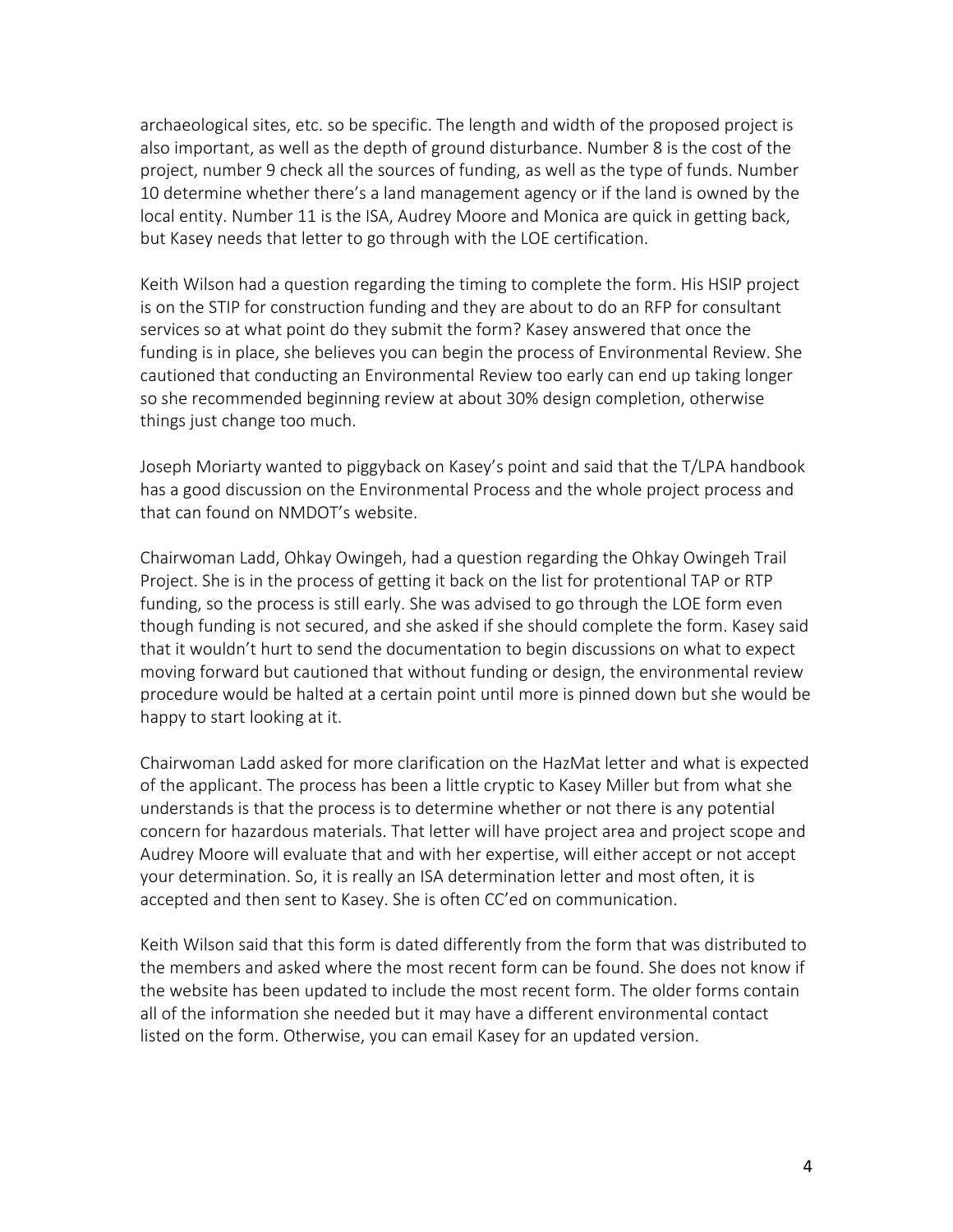archaeological sites, etc. so be specific. The length and width of the proposed project is also important, as well as the depth of ground disturbance. Number 8 is the cost of the project, number 9 check all the sources of funding, as well as the type of funds. Number 10 determine whether there's a land management agency or if the land is owned by the local entity. Number 11 is the ISA, Audrey Moore and Monica are quick in getting back, but Kasey needs that letter to go through with the LOE certification.

Keith Wilson had a question regarding the timing to complete the form. His HSIP project is on the STIP for construction funding and they are about to do an RFP for consultant services so at what point do they submit the form? Kasey answered that once the funding is in place, she believes you can begin the process of Environmental Review. She cautioned that conducting an Environmental Review too early can end up taking longer so she recommended beginning review at about 30% design completion, otherwise things just change too much.

Joseph Moriarty wanted to piggyback on Kasey's point and said that the T/LPA handbook has a good discussion on the Environmental Process and the whole project process and that can found on NMDOT's website.

Chairwoman Ladd, Ohkay Owingeh, had a question regarding the Ohkay Owingeh Trail Project. She is in the process of getting it back on the list for protentional TAP or RTP funding, so the process is still early. She was advised to go through the LOE form even though funding is not secured, and she asked if she should complete the form. Kasey said that it wouldn't hurt to send the documentation to begin discussions on what to expect moving forward but cautioned that without funding or design, the environmental review procedure would be halted at a certain point until more is pinned down but she would be happy to start looking at it.

Chairwoman Ladd asked for more clarification on the HazMat letter and what is expected of the applicant. The process has been a little cryptic to Kasey Miller but from what she understands is that the process is to determine whether or not there is any potential concern for hazardous materials. That letter will have project area and project scope and Audrey Moore will evaluate that and with her expertise, will either accept or not accept your determination. So, it is really an ISA determination letter and most often, it is accepted and then sent to Kasey. She is often CC'ed on communication.

Keith Wilson said that this form is dated differently from the form that was distributed to the members and asked where the most recent form can be found. She does not know if the website has been updated to include the most recent form. The older forms contain all of the information she needed but it may have a different environmental contact listed on the form. Otherwise, you can email Kasey for an updated version.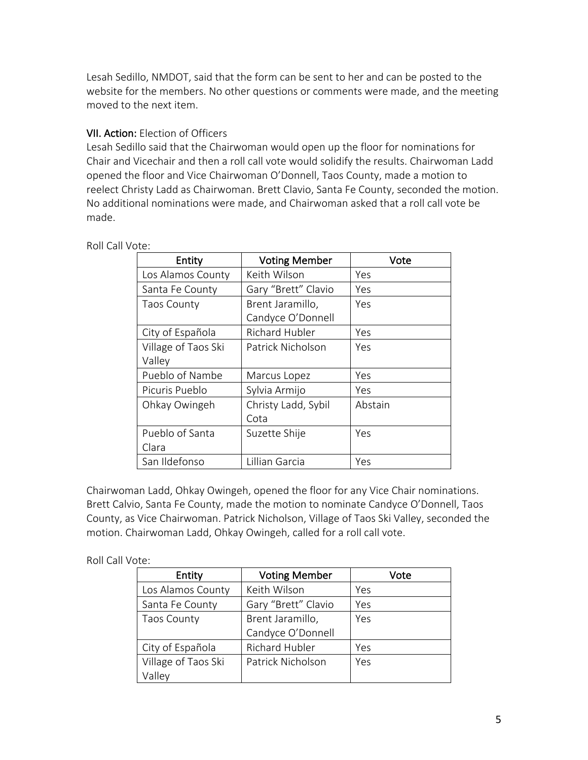Lesah Sedillo, NMDOT, said that the form can be sent to her and can be posted to the website for the members. No other questions or comments were made, and the meeting moved to the next item.

**VII. Action:** Election of Officers

Lesah Sedillo said that the Chairwoman would open up the floor for nominations for Chair and Vicechair and then a roll call vote would solidify the results. Chairwoman Ladd opened the floor and Vice Chairwoman O'Donnell, Taos County, made a motion to reelect Christy Ladd as Chairwoman. Brett Clavio, Santa Fe County, seconded the motion. No additional nominations were made, and Chairwoman asked that a roll call vote be made.

Roll Call Vote:

| Entity | Voting Member | Vote |
|---|---|---|
| Los Alamos County | Keith Wilson | Yes |
| Santa Fe County | Gary "Brett" Clavio | Yes |
| Taos County | Brent Jaramillo, Candyce O'Donnell | Yes |
| City of Española | Richard Hubler | Yes |
| Village of Taos Ski Valley | Patrick Nicholson | Yes |
| Pueblo of Nambe | Marcus Lopez | Yes |
| Picuris Pueblo | Sylvia Armijo | Yes |
| Ohkay Owingeh | Christy Ladd, Sybil Cota | Abstain |
| Pueblo of Santa Clara | Suzette Shije | Yes |
| San Ildefonso | Lillian Garcia | Yes |

Chairwoman Ladd, Ohkay Owingeh, opened the floor for any Vice Chair nominations. Brett Calvio, Santa Fe County, made the motion to nominate Candyce O'Donnell, Taos County, as Vice Chairwoman. Patrick Nicholson, Village of Taos Ski Valley, seconded the motion. Chairwoman Ladd, Ohkay Owingeh, called for a roll call vote.

Roll Call Vote:

| Entity | Voting Member | Vote |
|---|---|---|
| Los Alamos County | Keith Wilson | Yes |
| Santa Fe County | Gary "Brett" Clavio | Yes |
| Taos County | Brent Jaramillo, Candyce O'Donnell | Yes |
| City of Española | Richard Hubler | Yes |
| Village of Taos Ski Valley | Patrick Nicholson | Yes |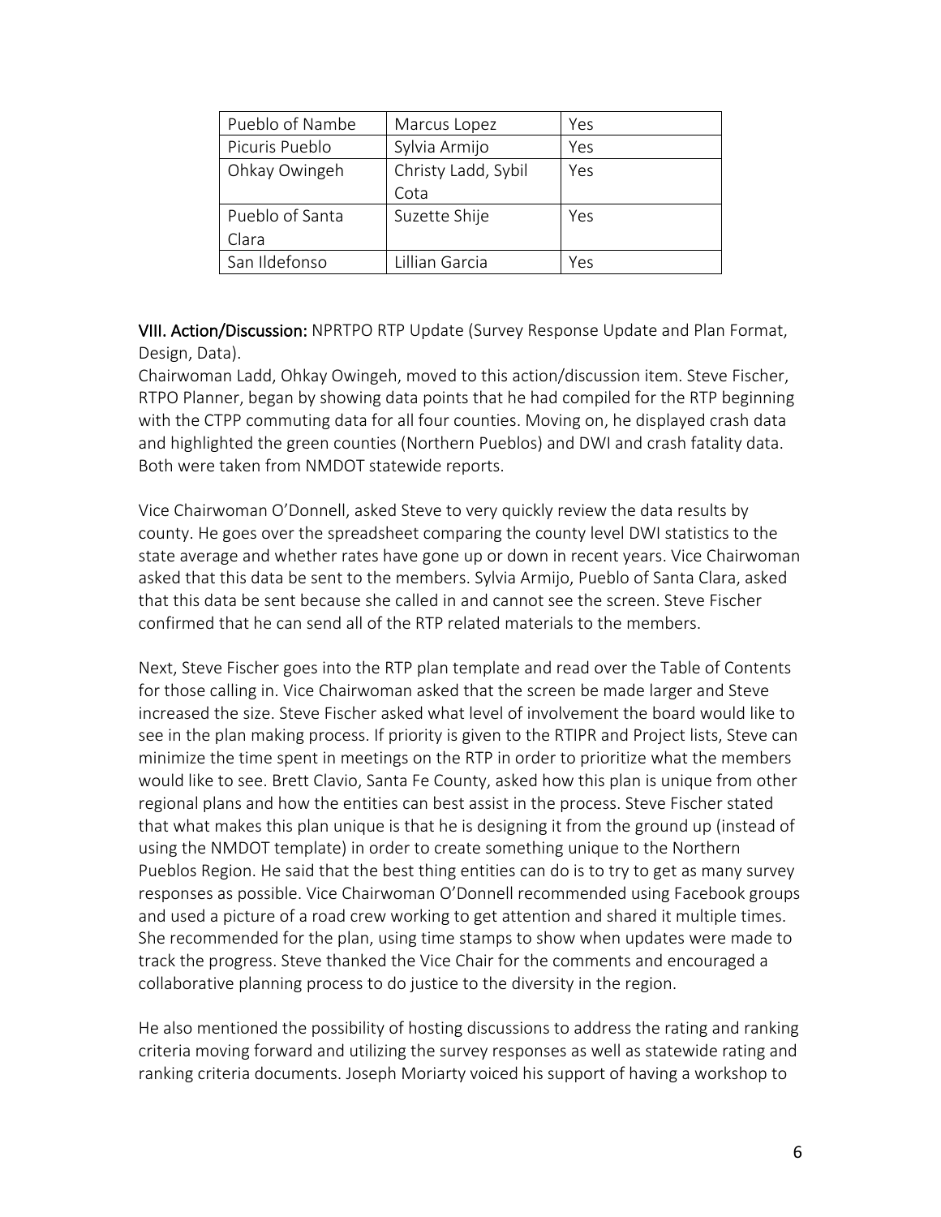| Pueblo of Nambe | Marcus Lopez | Yes |
|---|---|---|
| Picuris Pueblo | Sylvia Armijo | Yes |
| Ohkay Owingeh | Christy Ladd, Sybil Cota | Yes |
| Pueblo of Santa Clara | Suzette Shije | Yes |
| San Ildefonso | Lillian Garcia | Yes |

**VIII. Action/Discussion:** NPRTPO RTP Update (Survey Response Update and Plan Format, Design, Data).

Chairwoman Ladd, Ohkay Owingeh, moved to this action/discussion item. Steve Fischer, RTPO Planner, began by showing data points that he had compiled for the RTP beginning with the CTPP commuting data for all four counties. Moving on, he displayed crash data and highlighted the green counties (Northern Pueblos) and DWI and crash fatality data. Both were taken from NMDOT statewide reports.

Vice Chairwoman O'Donnell, asked Steve to very quickly review the data results by county. He goes over the spreadsheet comparing the county level DWI statistics to the state average and whether rates have gone up or down in recent years. Vice Chairwoman asked that this data be sent to the members. Sylvia Armijo, Pueblo of Santa Clara, asked that this data be sent because she called in and cannot see the screen. Steve Fischer confirmed that he can send all of the RTP related materials to the members.

Next, Steve Fischer goes into the RTP plan template and read over the Table of Contents for those calling in. Vice Chairwoman asked that the screen be made larger and Steve increased the size. Steve Fischer asked what level of involvement the board would like to see in the plan making process. If priority is given to the RTIPR and Project lists, Steve can minimize the time spent in meetings on the RTP in order to prioritize what the members would like to see. Brett Clavio, Santa Fe County, asked how this plan is unique from other regional plans and how the entities can best assist in the process. Steve Fischer stated that what makes this plan unique is that he is designing it from the ground up (instead of using the NMDOT template) in order to create something unique to the Northern Pueblos Region. He said that the best thing entities can do is to try to get as many survey responses as possible. Vice Chairwoman O'Donnell recommended using Facebook groups and used a picture of a road crew working to get attention and shared it multiple times. She recommended for the plan, using time stamps to show when updates were made to track the progress. Steve thanked the Vice Chair for the comments and encouraged a collaborative planning process to do justice to the diversity in the region.

He also mentioned the possibility of hosting discussions to address the rating and ranking criteria moving forward and utilizing the survey responses as well as statewide rating and ranking criteria documents. Joseph Moriarty voiced his support of having a workshop to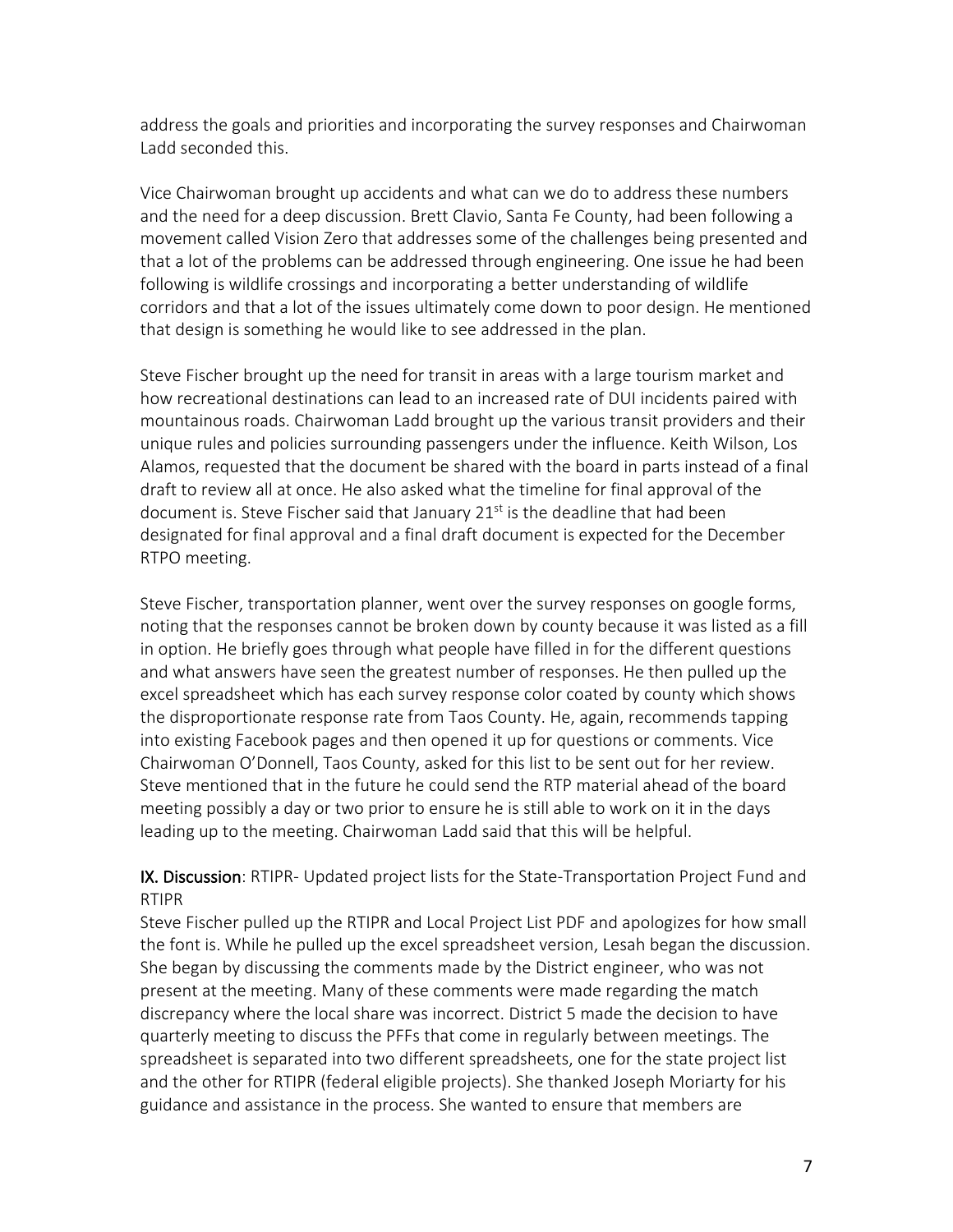address the goals and priorities and incorporating the survey responses and Chairwoman Ladd seconded this.

Vice Chairwoman brought up accidents and what can we do to address these numbers and the need for a deep discussion. Brett Clavio, Santa Fe County, had been following a movement called Vision Zero that addresses some of the challenges being presented and that a lot of the problems can be addressed through engineering. One issue he had been following is wildlife crossings and incorporating a better understanding of wildlife corridors and that a lot of the issues ultimately come down to poor design. He mentioned that design is something he would like to see addressed in the plan.

Steve Fischer brought up the need for transit in areas with a large tourism market and how recreational destinations can lead to an increased rate of DUI incidents paired with mountainous roads. Chairwoman Ladd brought up the various transit providers and their unique rules and policies surrounding passengers under the influence. Keith Wilson, Los Alamos, requested that the document be shared with the board in parts instead of a final draft to review all at once. He also asked what the timeline for final approval of the document is. Steve Fischer said that January 21st is the deadline that had been designated for final approval and a final draft document is expected for the December RTPO meeting.

Steve Fischer, transportation planner, went over the survey responses on google forms, noting that the responses cannot be broken down by county because it was listed as a fill in option. He briefly goes through what people have filled in for the different questions and what answers have seen the greatest number of responses. He then pulled up the excel spreadsheet which has each survey response color coated by county which shows the disproportionate response rate from Taos County. He, again, recommends tapping into existing Facebook pages and then opened it up for questions or comments. Vice Chairwoman O'Donnell, Taos County, asked for this list to be sent out for her review. Steve mentioned that in the future he could send the RTP material ahead of the board meeting possibly a day or two prior to ensure he is still able to work on it in the days leading up to the meeting. Chairwoman Ladd said that this will be helpful.

**IX. Discussion**: RTIPR- Updated project lists for the State-Transportation Project Fund and RTIPR

Steve Fischer pulled up the RTIPR and Local Project List PDF and apologizes for how small the font is. While he pulled up the excel spreadsheet version, Lesah began the discussion. She began by discussing the comments made by the District engineer, who was not present at the meeting. Many of these comments were made regarding the match discrepancy where the local share was incorrect. District 5 made the decision to have quarterly meeting to discuss the PFFs that come in regularly between meetings. The spreadsheet is separated into two different spreadsheets, one for the state project list and the other for RTIPR (federal eligible projects). She thanked Joseph Moriarty for his guidance and assistance in the process. She wanted to ensure that members are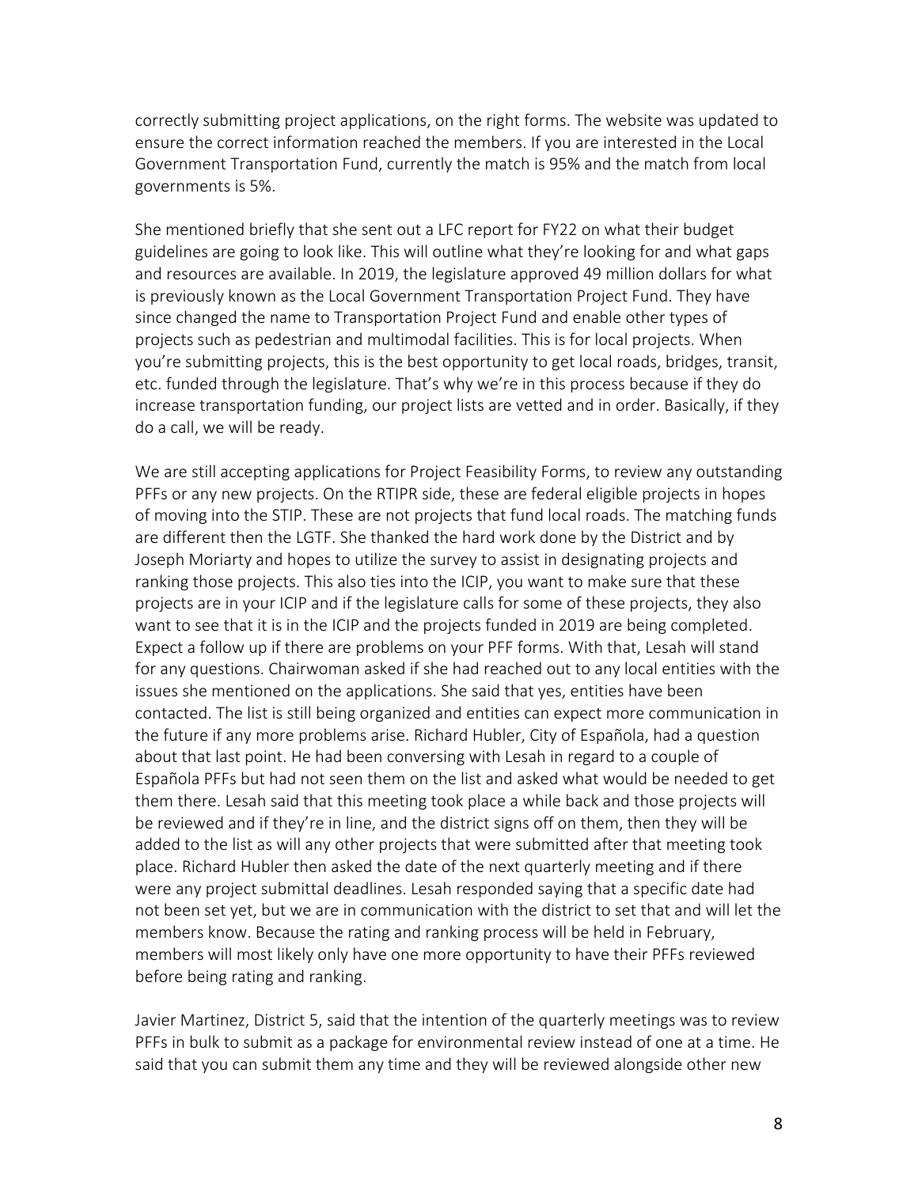correctly submitting project applications, on the right forms. The website was updated to ensure the correct information reached the members. If you are interested in the Local Government Transportation Fund, currently the match is 95% and the match from local governments is 5%.

She mentioned briefly that she sent out a LFC report for FY22 on what their budget guidelines are going to look like. This will outline what they're looking for and what gaps and resources are available. In 2019, the legislature approved 49 million dollars for what is previously known as the Local Government Transportation Project Fund. They have since changed the name to Transportation Project Fund and enable other types of projects such as pedestrian and multimodal facilities. This is for local projects. When you're submitting projects, this is the best opportunity to get local roads, bridges, transit, etc. funded through the legislature. That's why we're in this process because if they do increase transportation funding, our project lists are vetted and in order. Basically, if they do a call, we will be ready.

We are still accepting applications for Project Feasibility Forms, to review any outstanding PFFs or any new projects. On the RTIPR side, these are federal eligible projects in hopes of moving into the STIP. These are not projects that fund local roads. The matching funds are different then the LGTF. She thanked the hard work done by the District and by Joseph Moriarty and hopes to utilize the survey to assist in designating projects and ranking those projects. This also ties into the ICIP, you want to make sure that these projects are in your ICIP and if the legislature calls for some of these projects, they also want to see that it is in the ICIP and the projects funded in 2019 are being completed. Expect a follow up if there are problems on your PFF forms. With that, Lesah will stand for any questions. Chairwoman asked if she had reached out to any local entities with the issues she mentioned on the applications. She said that yes, entities have been contacted. The list is still being organized and entities can expect more communication in the future if any more problems arise. Richard Hubler, City of Española, had a question about that last point. He had been conversing with Lesah in regard to a couple of Española PFFs but had not seen them on the list and asked what would be needed to get them there. Lesah said that this meeting took place a while back and those projects will be reviewed and if they're in line, and the district signs off on them, then they will be added to the list as will any other projects that were submitted after that meeting took place. Richard Hubler then asked the date of the next quarterly meeting and if there were any project submittal deadlines. Lesah responded saying that a specific date had not been set yet, but we are in communication with the district to set that and will let the members know. Because the rating and ranking process will be held in February, members will most likely only have one more opportunity to have their PFFs reviewed before being rating and ranking.

Javier Martinez, District 5, said that the intention of the quarterly meetings was to review PFFs in bulk to submit as a package for environmental review instead of one at a time. He said that you can submit them any time and they will be reviewed alongside other new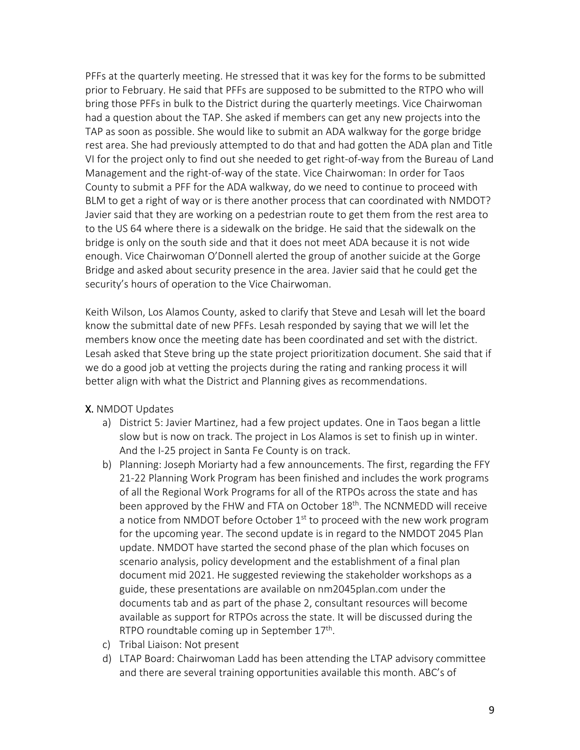PFFs at the quarterly meeting. He stressed that it was key for the forms to be submitted prior to February. He said that PFFs are supposed to be submitted to the RTPO who will bring those PFFs in bulk to the District during the quarterly meetings. Vice Chairwoman had a question about the TAP. She asked if members can get any new projects into the TAP as soon as possible. She would like to submit an ADA walkway for the gorge bridge rest area. She had previously attempted to do that and had gotten the ADA plan and Title VI for the project only to find out she needed to get right-of-way from the Bureau of Land Management and the right-of-way of the state. Vice Chairwoman: In order for Taos County to submit a PFF for the ADA walkway, do we need to continue to proceed with BLM to get a right of way or is there another process that can coordinated with NMDOT? Javier said that they are working on a pedestrian route to get them from the rest area to to the US 64 where there is a sidewalk on the bridge. He said that the sidewalk on the bridge is only on the south side and that it does not meet ADA because it is not wide enough. Vice Chairwoman O'Donnell alerted the group of another suicide at the Gorge Bridge and asked about security presence in the area. Javier said that he could get the security's hours of operation to the Vice Chairwoman.

Keith Wilson, Los Alamos County, asked to clarify that Steve and Lesah will let the board know the submittal date of new PFFs. Lesah responded by saying that we will let the members know once the meeting date has been coordinated and set with the district. Lesah asked that Steve bring up the state project prioritization document. She said that if we do a good job at vetting the projects during the rating and ranking process it will better align with what the District and Planning gives as recommendations.

**X.** NMDOT Updates

a) District 5: Javier Martinez, had a few project updates. One in Taos began a little slow but is now on track. The project in Los Alamos is set to finish up in winter. And the I-25 project in Santa Fe County is on track.
b) Planning: Joseph Moriarty had a few announcements. The first, regarding the FFY 21-22 Planning Work Program has been finished and includes the work programs of all the Regional Work Programs for all of the RTPOs across the state and has been approved by the FHW and FTA on October 18th. The NCNMEDD will receive a notice from NMDOT before October 1st to proceed with the new work program for the upcoming year. The second update is in regard to the NMDOT 2045 Plan update. NMDOT have started the second phase of the plan which focuses on scenario analysis, policy development and the establishment of a final plan document mid 2021. He suggested reviewing the stakeholder workshops as a guide, these presentations are available on nm2045plan.com under the documents tab and as part of the phase 2, consultant resources will become available as support for RTPOs across the state. It will be discussed during the RTPO roundtable coming up in September 17th.
c) Tribal Liaison: Not present
d) LTAP Board: Chairwoman Ladd has been attending the LTAP advisory committee and there are several training opportunities available this month. ABC's of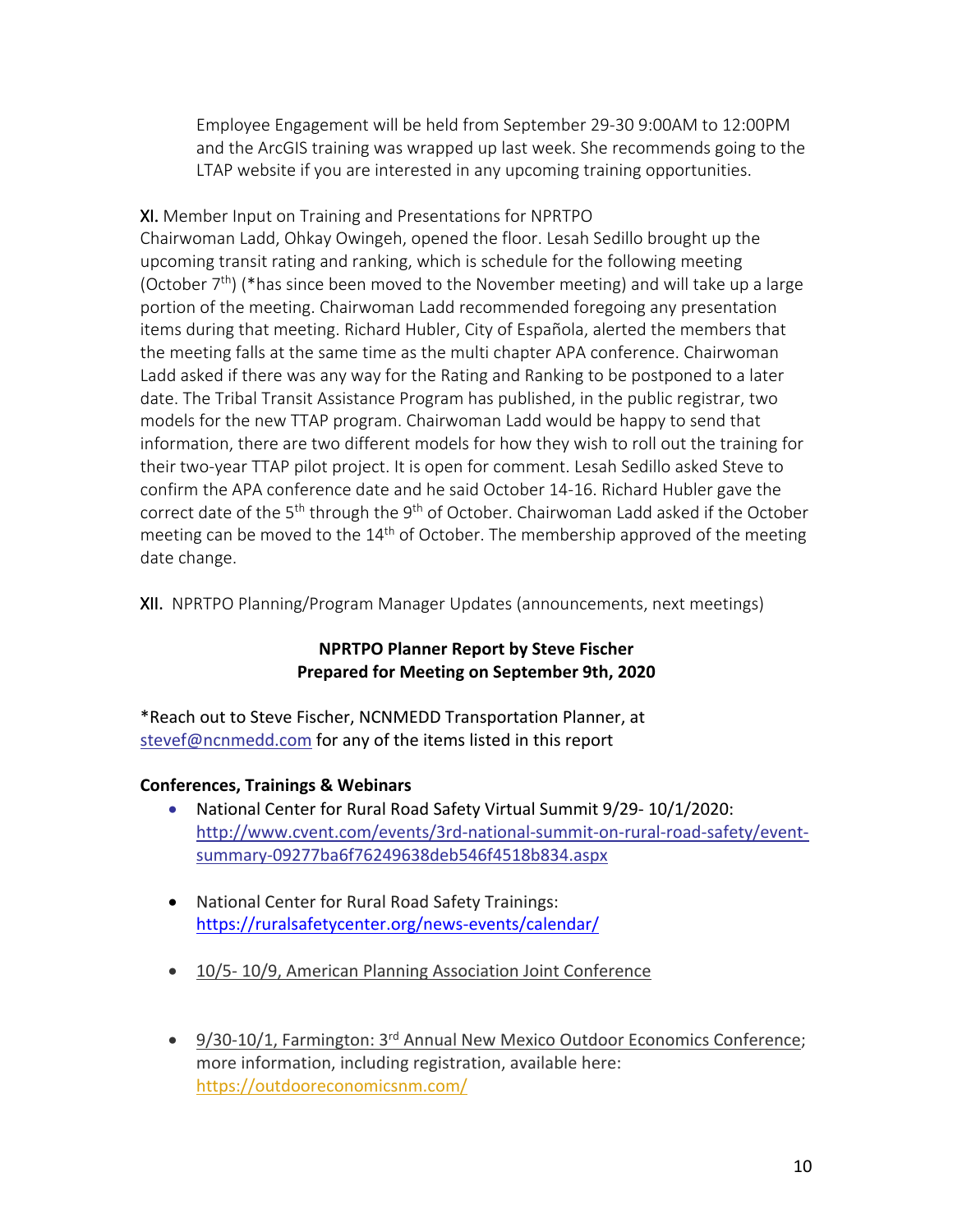Employee Engagement will be held from September 29-30 9:00AM to 12:00PM and the ArcGIS training was wrapped up last week. She recommends going to the LTAP website if you are interested in any upcoming training opportunities.

XI. Member Input on Training and Presentations for NPRTPO

Chairwoman Ladd, Ohkay Owingeh, opened the floor. Lesah Sedillo brought up the upcoming transit rating and ranking, which is schedule for the following meeting (October 7th) (*has since been moved to the November meeting) and will take up a large portion of the meeting. Chairwoman Ladd recommended foregoing any presentation items during that meeting. Richard Hubler, City of Española, alerted the members that the meeting falls at the same time as the multi chapter APA conference. Chairwoman Ladd asked if there was any way for the Rating and Ranking to be postponed to a later date. The Tribal Transit Assistance Program has published, in the public registrar, two models for the new TTAP program. Chairwoman Ladd would be happy to send that information, there are two different models for how they wish to roll out the training for their two-year TTAP pilot project. It is open for comment. Lesah Sedillo asked Steve to confirm the APA conference date and he said October 14-16. Richard Hubler gave the correct date of the 5th through the 9th of October. Chairwoman Ladd asked if the October meeting can be moved to the 14th of October. The membership approved of the meeting date change.

XII. NPRTPO Planning/Program Manager Updates (announcements, next meetings)

**NPRTPO Planner Report by Steve Fischer**
**Prepared for Meeting on September 9th, 2020**

*Reach out to Steve Fischer, NCNMEDD Transportation Planner, at stevef@ncnmedd.com for any of the items listed in this report

**Conferences, Trainings & Webinars**

- National Center for Rural Road Safety Virtual Summit 9/29- 10/1/2020: http://www.cvent.com/events/3rd-national-summit-on-rural-road-safety/event-summary-09277ba6f76249638deb546f4518b834.aspx

- National Center for Rural Road Safety Trainings: https://ruralsafetycenter.org/news-events/calendar/

- 10/5- 10/9, American Planning Association Joint Conference

- 9/30-10/1, Farmington: 3rd Annual New Mexico Outdoor Economics Conference; more information, including registration, available here: https://outdooreconomicsnm.com/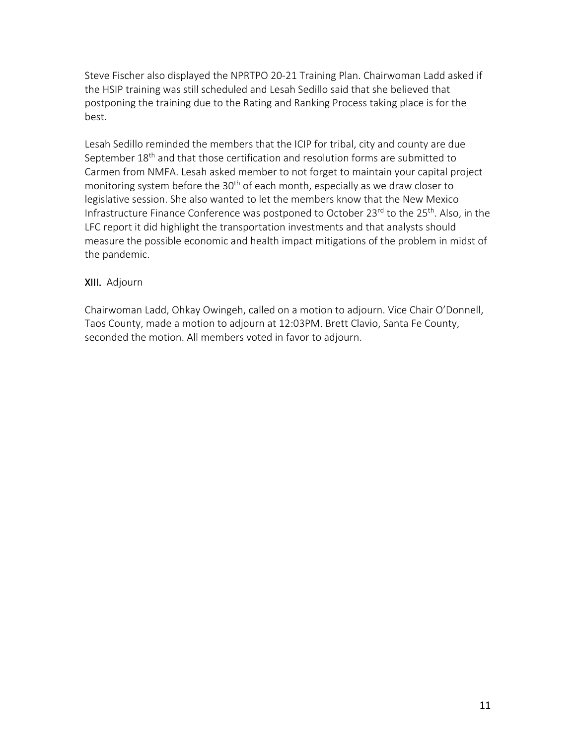Steve Fischer also displayed the NPRTPO 20-21 Training Plan. Chairwoman Ladd asked if the HSIP training was still scheduled and Lesah Sedillo said that she believed that postponing the training due to the Rating and Ranking Process taking place is for the best.

Lesah Sedillo reminded the members that the ICIP for tribal, city and county are due September 18th and that those certification and resolution forms are submitted to Carmen from NMFA. Lesah asked member to not forget to maintain your capital project monitoring system before the 30th of each month, especially as we draw closer to legislative session. She also wanted to let the members know that the New Mexico Infrastructure Finance Conference was postponed to October 23rd to the 25th. Also, in the LFC report it did highlight the transportation investments and that analysts should measure the possible economic and health impact mitigations of the problem in midst of the pandemic.

## XIII. Adjourn

Chairwoman Ladd, Ohkay Owingeh, called on a motion to adjourn. Vice Chair O'Donnell, Taos County, made a motion to adjourn at 12:03PM. Brett Clavio, Santa Fe County, seconded the motion. All members voted in favor to adjourn.